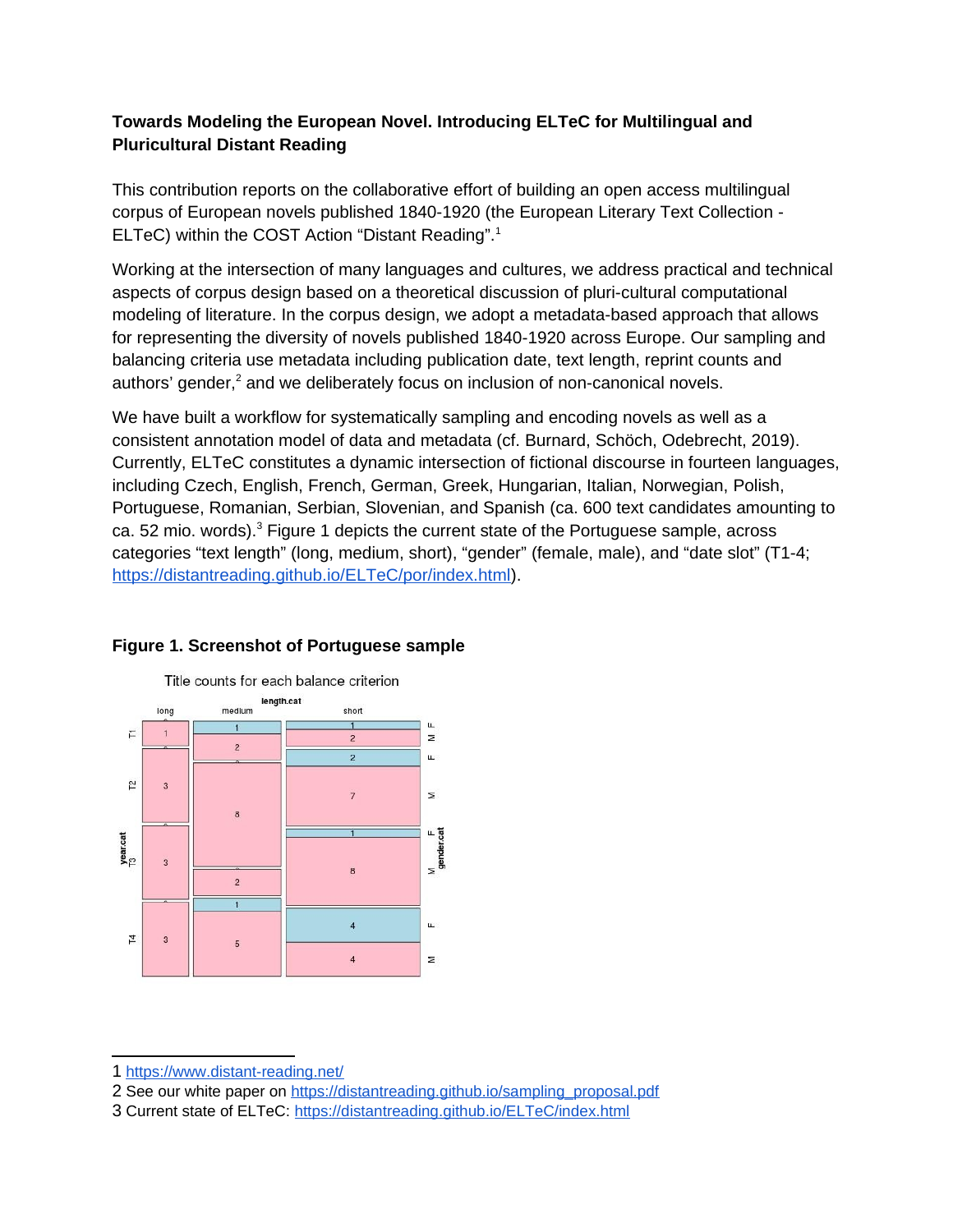**Towards Modeling the European Novel. Introducing ELTeC for Multilingual and Pluricultural Distant Reading**

This contribution reports on the collaborative effort of building an open access multilingual corpus of European novels published 1840-1920 (the European Literary Text Collection - ELTeC) within the COST Action “Distant Reading”.[1]

Working at the intersection of many languages and cultures, we address practical and technical aspects of corpus design based on a theoretical discussion of pluri-cultural computational modeling of literature. In the corpus design, we adopt a metadata-based approach that allows for representing the diversity of novels published 1840-1920 across Europe. Our sampling and balancing criteria use metadata including publication date, text length, reprint counts and authors’ gender,[2] and we deliberately focus on inclusion of non-canonical novels.

We have built a workflow for systematically sampling and encoding novels as well as a consistent annotation model of data and metadata (cf. Burnard, Schöch, Odebrecht, 2019). Currently, ELTeC constitutes a dynamic intersection of fictional discourse in fourteen languages, including Czech, English, French, German, Greek, Hungarian, Italian, Norwegian, Polish, Portuguese, Romanian, Serbian, Slovenian, and Spanish (ca. 600 text candidates amounting to ca. 52 mio. words).[3] Figure 1 depicts the current state of the Portuguese sample, across categories “text length” (long, medium, short), “gender” (female, male), and “date slot” (T1-4; https://distantreading.github.io/ELTeC/por/index.html).

**Figure 1. Screenshot of Portuguese sample**

Title counts for each balance criterion

| year.cat | gender.cat | long | medium | short |
|---|---|---|---|---|
| T1 | F | | 1 | 1 |
| T1 | M | 1 | 2 | 2 |
| T2 | F | | | 2 |
| T2 | M | 3 | 8 | 7 |
| T3 | F | | | 1 |
| T3 | M | 3 | 2 | 8 |
| T4 | F | | 1 | 4 |
| T4 | M | 3 | 5 | 4 |

1 https://www.distant-reading.net/

2 See our white paper on https://distantreading.github.io/sampling_proposal.pdf

3 Current state of ELTeC: https://distantreading.github.io/ELTeC/index.html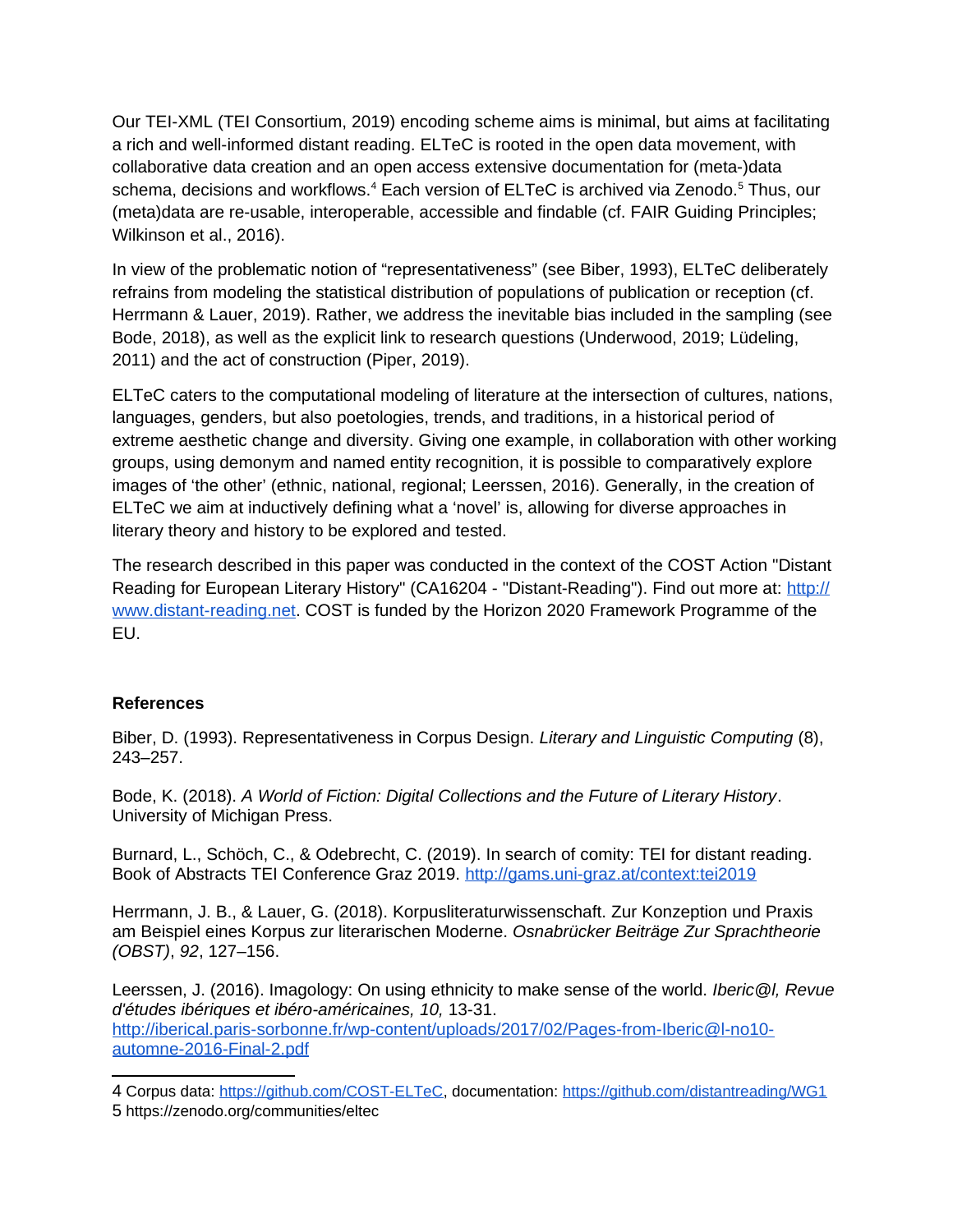Our TEI-XML (TEI Consortium, 2019) encoding scheme aims is minimal, but aims at facilitating a rich and well-informed distant reading. ELTeC is rooted in the open data movement, with collaborative data creation and an open access extensive documentation for (meta-)data schema, decisions and workflows.[4] Each version of ELTeC is archived via Zenodo.[5] Thus, our (meta)data are re-usable, interoperable, accessible and findable (cf. FAIR Guiding Principles; Wilkinson et al., 2016).

In view of the problematic notion of "representativeness" (see Biber, 1993), ELTeC deliberately refrains from modeling the statistical distribution of populations of publication or reception (cf. Herrmann & Lauer, 2019). Rather, we address the inevitable bias included in the sampling (see Bode, 2018), as well as the explicit link to research questions (Underwood, 2019; Lüdeling, 2011) and the act of construction (Piper, 2019).

ELTeC caters to the computational modeling of literature at the intersection of cultures, nations, languages, genders, but also poetologies, trends, and traditions, in a historical period of extreme aesthetic change and diversity. Giving one example, in collaboration with other working groups, using demonym and named entity recognition, it is possible to comparatively explore images of 'the other' (ethnic, national, regional; Leerssen, 2016). Generally, in the creation of ELTeC we aim at inductively defining what a 'novel' is, allowing for diverse approaches in literary theory and history to be explored and tested.

The research described in this paper was conducted in the context of the COST Action "Distant Reading for European Literary History" (CA16204 - "Distant-Reading"). Find out more at: http://www.distant-reading.net. COST is funded by the Horizon 2020 Framework Programme of the EU.

**References**

Biber, D. (1993). Representativeness in Corpus Design. *Literary and Linguistic Computing* (8), 243–257.

Bode, K. (2018). *A World of Fiction: Digital Collections and the Future of Literary History*. University of Michigan Press.

Burnard, L., Schöch, C., & Odebrecht, C. (2019). In search of comity: TEI for distant reading. Book of Abstracts TEI Conference Graz 2019. http://gams.uni-graz.at/context:tei2019

Herrmann, J. B., & Lauer, G. (2018). Korpusliteraturwissenschaft. Zur Konzeption und Praxis am Beispiel eines Korpus zur literarischen Moderne. *Osnabrücker Beiträge Zur Sprachtheorie (OBST)*, *92*, 127–156.

Leerssen, J. (2016). Imagology: On using ethnicity to make sense of the world. *Iberic@l, Revue d'études ibériques et ibéro-américaines, 10,* 13-31. http://iberical.paris-sorbonne.fr/wp-content/uploads/2017/02/Pages-from-Iberic@l-no10-automne-2016-Final-2.pdf

---

4 Corpus data: https://github.com/COST-ELTeC, documentation: https://github.com/distantreading/WG1

5 https://zenodo.org/communities/eltec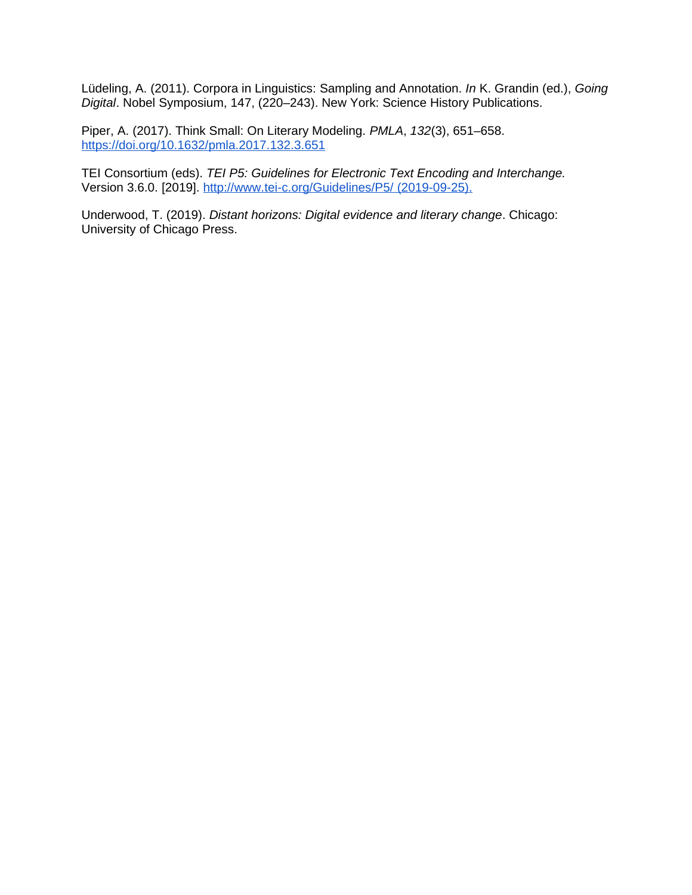Lüdeling, A. (2011). Corpora in Linguistics: Sampling and Annotation. *In* K. Grandin (ed.), *Going Digital*. Nobel Symposium, 147, (220–243). New York: Science History Publications.

Piper, A. (2017). Think Small: On Literary Modeling. *PMLA*, *132*(3), 651–658. https://doi.org/10.1632/pmla.2017.132.3.651

TEI Consortium (eds). *TEI P5: Guidelines for Electronic Text Encoding and Interchange.* Version 3.6.0. [2019]. http://www.tei-c.org/Guidelines/P5/ (2019-09-25).

Underwood, T. (2019). *Distant horizons: Digital evidence and literary change*. Chicago: University of Chicago Press.